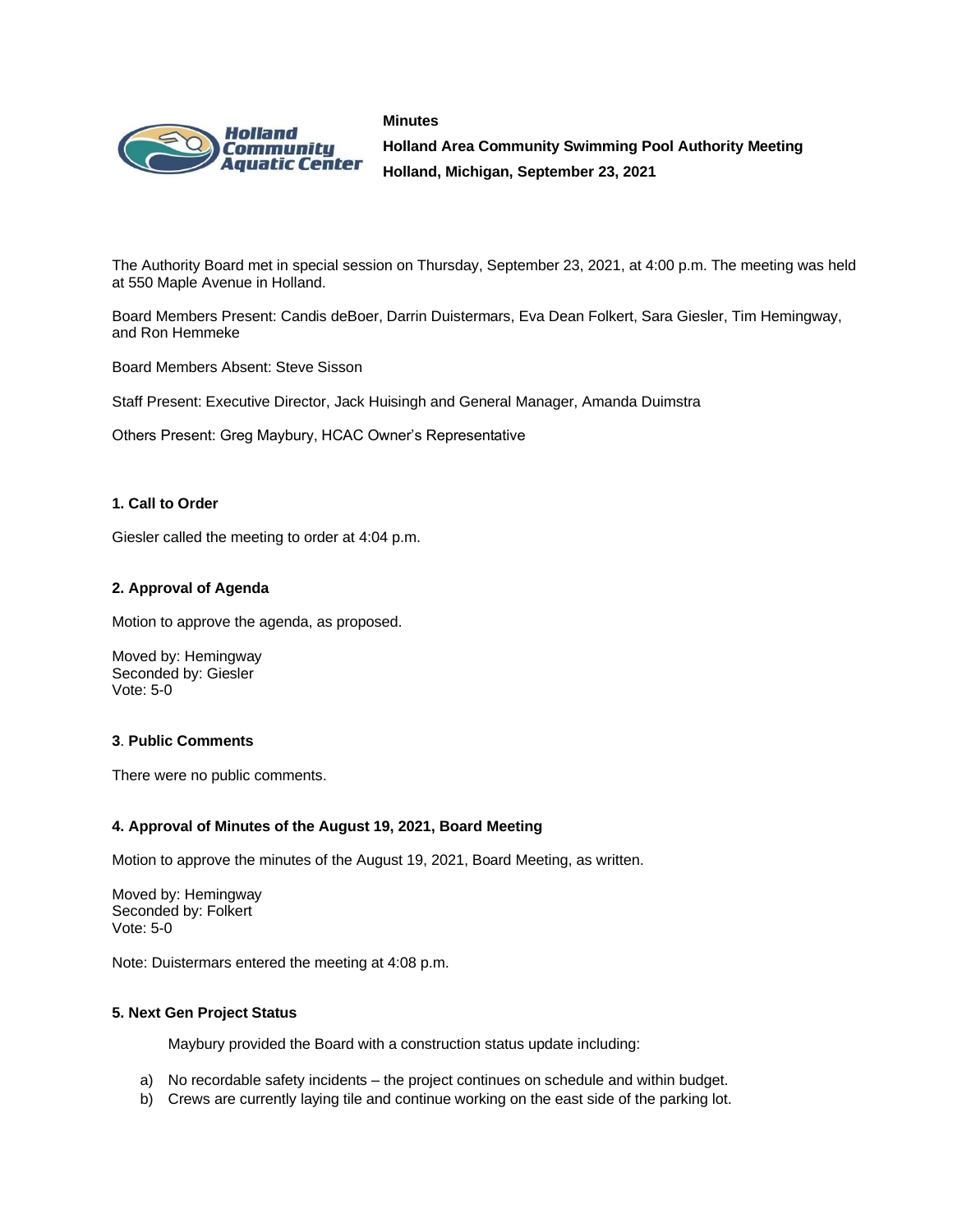**Minutes**

**Holland Area Community Swimming Pool Authority Meeting**

**Holland, Michigan, September 23, 2021**

The Authority Board met in special session on Thursday, September 23, 2021, at 4:00 p.m. The meeting was held at 550 Maple Avenue in Holland.

Board Members Present: Candis deBoer, Darrin Duistermars, Eva Dean Folkert, Sara Giesler, Tim Hemingway, and Ron Hemmeke

Board Members Absent: Steve Sisson

Staff Present: Executive Director, Jack Huisingh and General Manager, Amanda Duimstra

Others Present: Greg Maybury, HCAC Owner's Representative

### 1. Call to Order

Giesler called the meeting to order at 4:04 p.m.

### 2. Approval of Agenda

Motion to approve the agenda, as proposed.

Moved by: Hemingway
Seconded by: Giesler
Vote: 5-0

### 3. Public Comments

There were no public comments.

### 4. Approval of Minutes of the August 19, 2021, Board Meeting

Motion to approve the minutes of the August 19, 2021, Board Meeting, as written.

Moved by: Hemingway
Seconded by: Folkert
Vote: 5-0

Note: Duistermars entered the meeting at 4:08 p.m.

### 5. Next Gen Project Status

Maybury provided the Board with a construction status update including:

a) No recordable safety incidents – the project continues on schedule and within budget.
b) Crews are currently laying tile and continue working on the east side of the parking lot.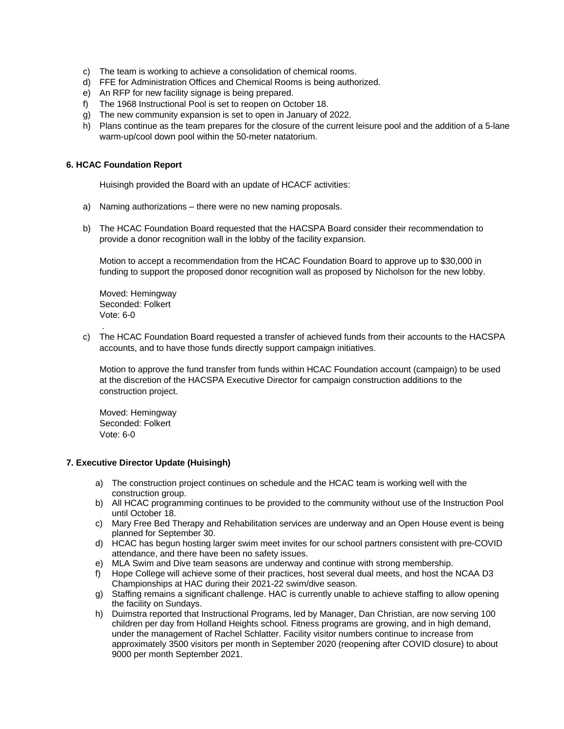c) The team is working to achieve a consolidation of chemical rooms.
d) FFE for Administration Offices and Chemical Rooms is being authorized.
e) An RFP for new facility signage is being prepared.
f) The 1968 Instructional Pool is set to reopen on October 18.
g) The new community expansion is set to open in January of 2022.
h) Plans continue as the team prepares for the closure of the current leisure pool and the addition of a 5-lane warm-up/cool down pool within the 50-meter natatorium.

**6. HCAC Foundation Report**

Huisingh provided the Board with an update of HCACF activities:

a) Naming authorizations – there were no new naming proposals.

b) The HCAC Foundation Board requested that the HACSPA Board consider their recommendation to provide a donor recognition wall in the lobby of the facility expansion.

   Motion to accept a recommendation from the HCAC Foundation Board to approve up to $30,000 in funding to support the proposed donor recognition wall as proposed by Nicholson for the new lobby.

   Moved: Hemingway
   Seconded: Folkert
   Vote: 6-0

c) The HCAC Foundation Board requested a transfer of achieved funds from their accounts to the HACSPA accounts, and to have those funds directly support campaign initiatives.

   Motion to approve the fund transfer from funds within HCAC Foundation account (campaign) to be used at the discretion of the HACSPA Executive Director for campaign construction additions to the construction project.

   Moved: Hemingway
   Seconded: Folkert
   Vote: 6-0

**7. Executive Director Update (Huisingh)**

a) The construction project continues on schedule and the HCAC team is working well with the construction group.
b) All HCAC programming continues to be provided to the community without use of the Instruction Pool until October 18.
c) Mary Free Bed Therapy and Rehabilitation services are underway and an Open House event is being planned for September 30.
d) HCAC has begun hosting larger swim meet invites for our school partners consistent with pre-COVID attendance, and there have been no safety issues.
e) MLA Swim and Dive team seasons are underway and continue with strong membership.
f) Hope College will achieve some of their practices, host several dual meets, and host the NCAA D3 Championships at HAC during their 2021-22 swim/dive season.
g) Staffing remains a significant challenge. HAC is currently unable to achieve staffing to allow opening the facility on Sundays.
h) Duimstra reported that Instructional Programs, led by Manager, Dan Christian, are now serving 100 children per day from Holland Heights school. Fitness programs are growing, and in high demand, under the management of Rachel Schlatter. Facility visitor numbers continue to increase from approximately 3500 visitors per month in September 2020 (reopening after COVID closure) to about 9000 per month September 2021.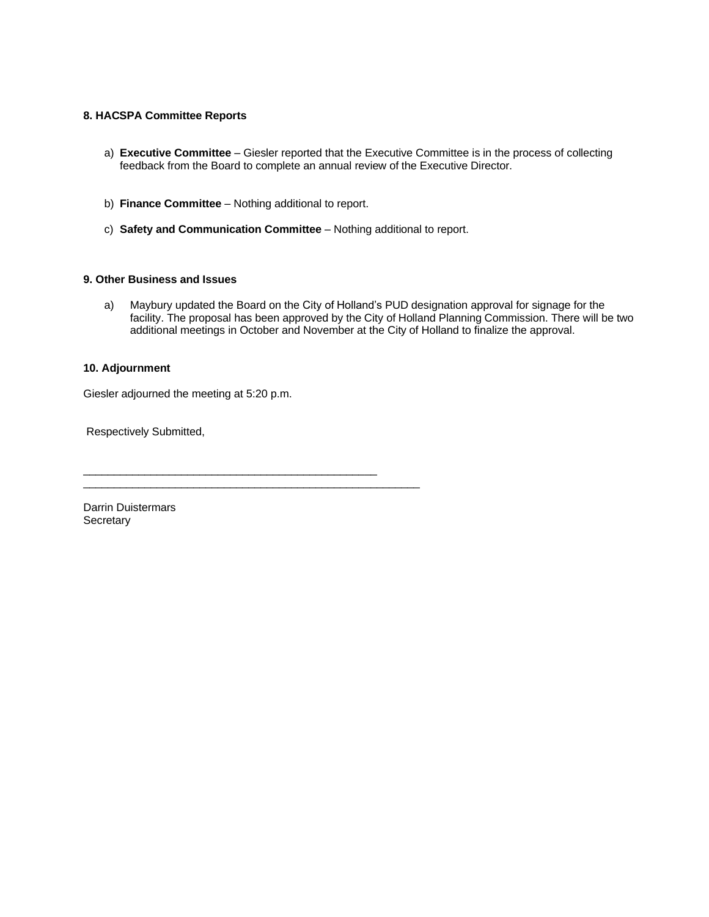**8. HACSPA Committee Reports**

a) **Executive Committee** – Giesler reported that the Executive Committee is in the process of collecting feedback from the Board to complete an annual review of the Executive Director.

b) **Finance Committee** – Nothing additional to report.

c) **Safety and Communication Committee** – Nothing additional to report.

**9. Other Business and Issues**

a) Maybury updated the Board on the City of Holland's PUD designation approval for signage for the facility. The proposal has been approved by the City of Holland Planning Commission. There will be two additional meetings in October and November at the City of Holland to finalize the approval.

**10. Adjournment**

Giesler adjourned the meeting at 5:20 p.m.

Respectively Submitted,

__________________________________________________
__________________________________________________________

Darrin Duistermars
Secretary